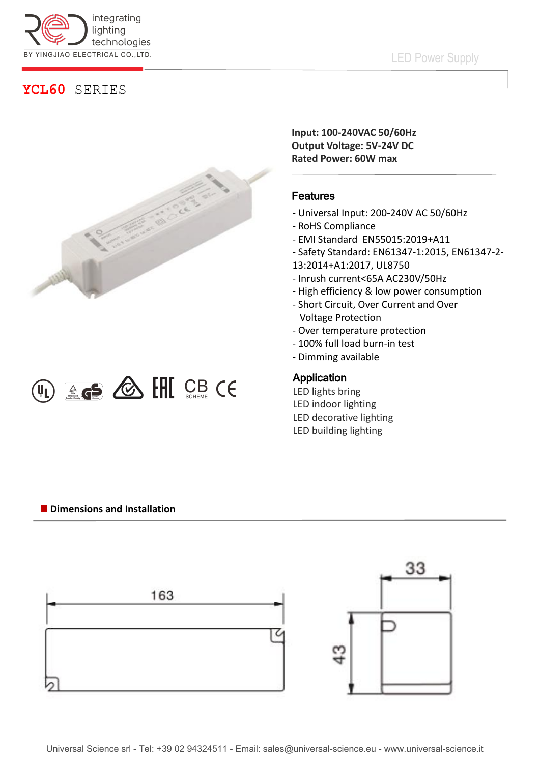integrating lighting technologies

BY YINGJIAO ELECTRICAL CO.,LTD.

LED Power Supply

# YCL60 SERIES

**Input: 100-240VAC 50/60Hz**
**Output Voltage: 5V-24V DC**
**Rated Power: 60W max**

## Features

- Universal Input: 200-240V AC 50/60Hz
- RoHS Compliance
- EMI Standard EN55015:2019+A11
- Safety Standard: EN61347-1:2015, EN61347-2-13:2014+A1:2017, UL8750
- Inrush current<65A AC230V/50Hz
- High efficiency & low power consumption
- Short Circuit, Over Current and Over Voltage Protection
- Over temperature protection
- 100% full load burn-in test
- Dimming available

## Application

LED lights bring
LED indoor lighting
LED decorative lighting
LED building lighting

## Dimensions and Installation

163

33

43

Universal Science srl - Tel: +39 02 94324511 - Email: sales@universal-science.eu - www.universal-science.it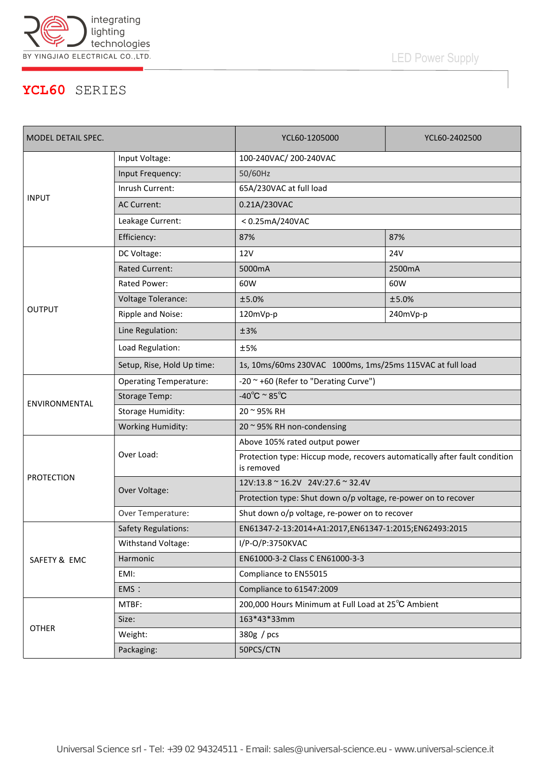# YCL60 SERIES

| MODEL DETAIL SPEC. | | YCL60-1205000 | YCL60-2402500 |
|---|---|---|---|
| INPUT | Input Voltage: | 100-240VAC/ 200-240VAC | |
| | Input Frequency: | 50/60Hz | |
| | Inrush Current: | 65A/230VAC at full load | |
| | AC Current: | 0.21A/230VAC | |
| | Leakage Current: | < 0.25mA/240VAC | |
| | Efficiency: | 87% | 87% |
| OUTPUT | DC Voltage: | 12V | 24V |
| | Rated Current: | 5000mA | 2500mA |
| | Rated Power: | 60W | 60W |
| | Voltage Tolerance: | ±5.0% | ±5.0% |
| | Ripple and Noise: | 120mVp-p | 240mVp-p |
| | Line Regulation: | ±3% | |
| | Load Regulation: | ±5% | |
| | Setup, Rise, Hold Up time: | 1s, 10ms/60ms 230VAC 1000ms, 1ms/25ms 115VAC at full load | |
| ENVIRONMENTAL | Operating Temperature: | -20 ~ +60 (Refer to "Derating Curve") | |
| | Storage Temp: | -40℃ ~ 85℃ | |
| | Storage Humidity: | 20 ~ 95% RH | |
| | Working Humidity: | 20 ~ 95% RH non-condensing | |
| PROTECTION | Over Load: | Above 105% rated output power | |
| | | Protection type: Hiccup mode, recovers automatically after fault condition is removed | |
| | Over Voltage: | 12V:13.8 ~ 16.2V 24V:27.6 ~ 32.4V | |
| | | Protection type: Shut down o/p voltage, re-power on to recover | |
| | Over Temperature: | Shut down o/p voltage, re-power on to recover | |
| SAFETY & EMC | Safety Regulations: | EN61347-2-13:2014+A1:2017,EN61347-1:2015;EN62493:2015 | |
| | Withstand Voltage: | I/P-O/P:3750KVAC | |
| | Harmonic | EN61000-3-2 Class C EN61000-3-3 | |
| | EMI: | Compliance to EN55015 | |
| | EMS： | Compliance to 61547:2009 | |
| OTHER | MTBF: | 200,000 Hours Minimum at Full Load at 25℃ Ambient | |
| | Size: | 163*43*33mm | |
| | Weight: | 380g / pcs | |
| | Packaging: | 50PCS/CTN | |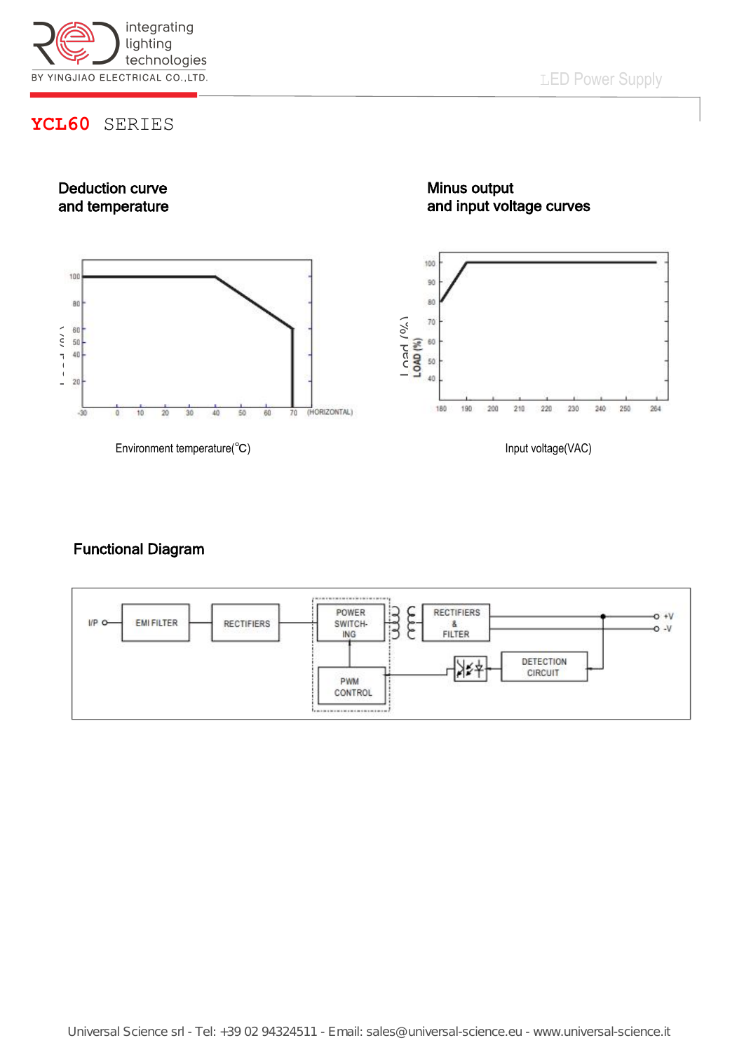## YCL60 SERIES

### Deduction curve and temperature

Load (%)

100
80
60
50
40
20

-30 0 10 20 30 40 50 60 70 (HORIZONTAL)

Environment temperature(℃)

### Minus output and input voltage curves

Load (%)
LOAD (%)

100
90
80
70
60
50
40

180 190 200 210 220 230 240 250 264

Input voltage(VAC)

### Functional Diagram

I/P
EMI FILTER
RECTIFIERS
POWER SWITCH-ING
PWM CONTROL
RECTIFIERS & FILTER
DETECTION CIRCUIT
+V
-V

Universal Science srl - Tel: +39 02 94324511 - Email: sales@universal-science.eu - www.universal-science.it